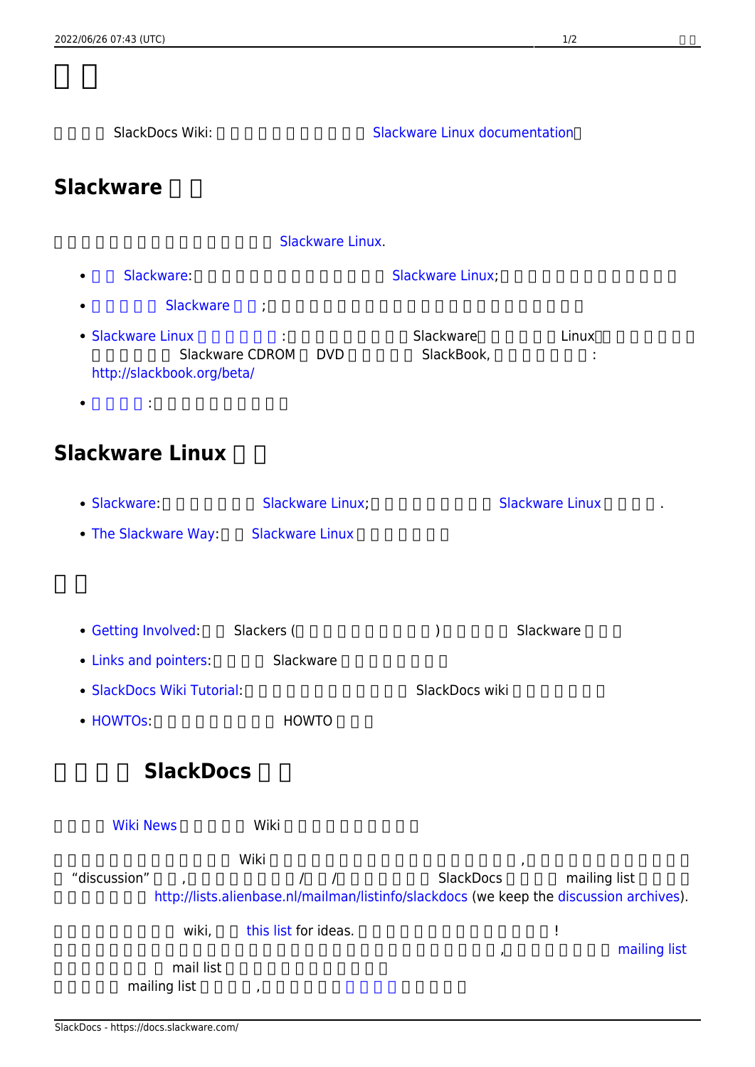# □□

□□□□ SlackDocs Wiki: □□□□□□□□□□□ Slackware Linux documentation□

## Slackware □□

□□□□□□□□□□□□□□□□□□ Slackware Linux.

- □□ Slackware: □□□□□□□□□□□□□□□□ Slackware Linux; □□□□□□□□□□□□□□
- □□□□□ Slackware □□; □□□□□□□□□□□□□□□□□□□□□□□□□□
- Slackware Linux □□□□□□: □□□□□□□□□ Slackware□□□□□□ Linux□□□□□□□ □□□□□□ Slackware CDROM □ DVD □□□□□ SlackBook, □□□□□□□: http://slackbook.org/beta/
- □□□□: □□□□□□□□□□□

## Slackware Linux □□

- Slackware: □□□□□□□ Slackware Linux; □□□□□□□□□ Slackware Linux □□□□.
- The Slackware Way: □□ Slackware Linux □□□□□□

## □□

- Getting Involved: □□ Slackers (□□□□□□□□□□□) □□□□□ Slackware □□□
- Links and pointers: □□□□ Slackware □□□□□□□
- SlackDocs Wiki Tutorial: □□□□□□□□□□□□ SlackDocs wiki □□□□□□
- HOWTOs: □□□□□□□□□ HOWTO □□□

## □□□□ SlackDocs □□

□□□□ Wiki News □□□□□ Wiki □□□□□□□□□□

□□□□□□□□□□□□□ Wiki □□□□□□□□□□□□□□□□□□□, □□□□□□□□□□□□□ □ "discussion" □□, □□□□□□□□/□□/□□□□□□□ SlackDocs □□□□ mailing list □□□□ □□□□□□□ http://lists.alienbase.nl/mailman/listinfo/slackdocs (we keep the discussion archives).

□□□□□□□□□ wiki, □□ this list for ideas. □□□□□□□□□□□□□□□!
□□□□□□□□□□□□□□□□□□□□□□□□□□□□□□, □□□□□□□ mailing list □□□□□□□ mail list □□□□□□□□□□□□
□□□□□ mailing list □□□□, □□□□□□ □□□□ □□□□□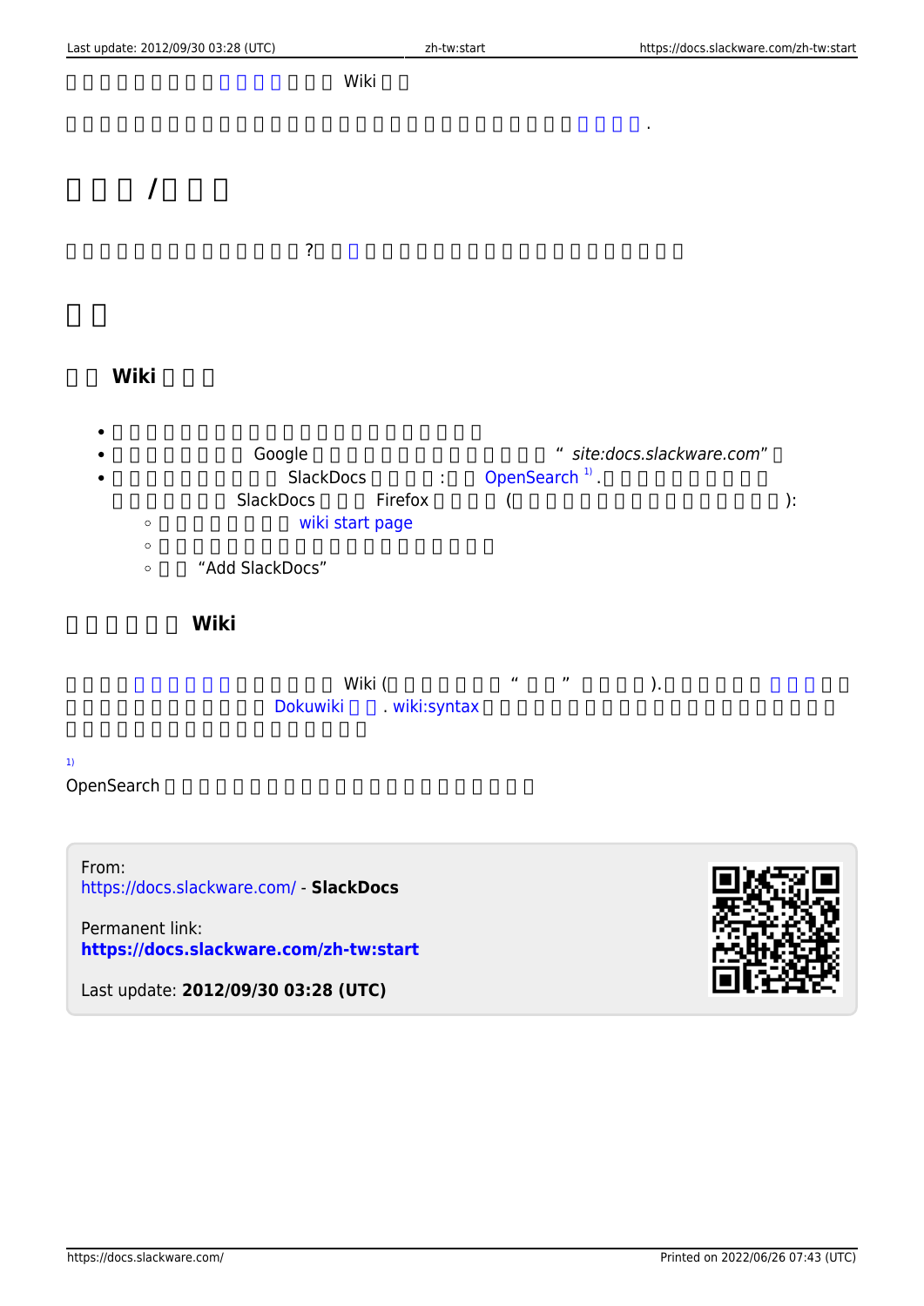□□□□□□□□□□□□□ Wiki □□

□□□□□□□□□□□□□□□□□□□□□□□□□□□□□□□□□□.

# □□□ /□□□

□□□□□□□□□□□□□□?□□□□□□□□□□□□□□□□□□□□□□

# □□

## □□ Wiki □□□

- □□□□□□□□□□□□□□□□□□□□□□□□□
- □□□□□□□□ Google □□□□□□□□□□□□□□□□□ “ *site:docs.slackware.com*”□
- □□□□□□□□□□□ SlackDocs □□□□ :□□ OpenSearch [1] .□□□□□□□□□□ □□□□□□□□ SlackDocs □□□ Firefox □□□□ (□□□□□□□□□□□□□□□□□□□):
  - □□□□□□□□□ wiki start page
  - □□□□□□□□□□□□□□□□□□□□□□
  - □□ “Add SlackDocs”

## □□□□□□ Wiki

□□□□□□□□□□□□□□ Wiki (□□□□□□□□“ □□ ” □□□□).□□□□□□□□□□ □□□□□□□□□□□□□□ Dokuwiki □□ . wiki:syntax □□□□□□□□□□□□□□□□□□□□□□□□ □□□□□□□□□□□□□□□□□□□

[1] OpenSearch □□□□□□□□□□□□□□□□□□□□□□□□

From:
https://docs.slackware.com/ - **SlackDocs**

Permanent link:
**https://docs.slackware.com/zh-tw:start**

Last update: **2012/09/30 03:28 (UTC)**